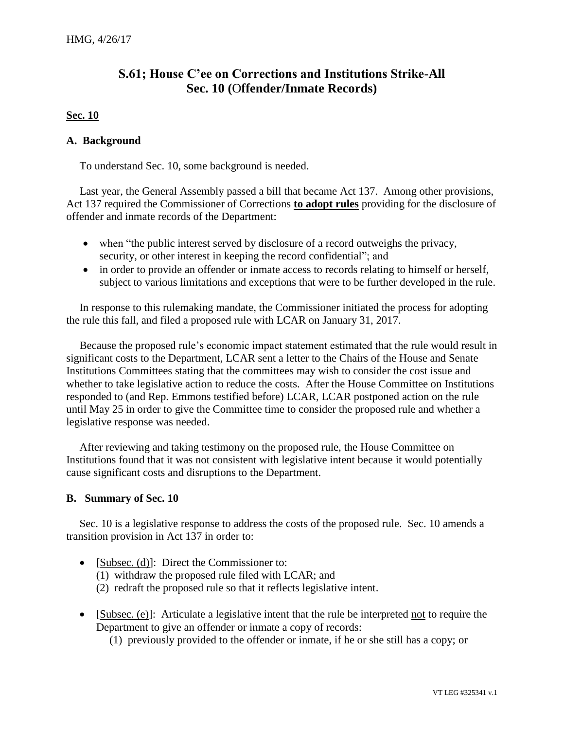HMG, 4/26/17

# S.61; House C'ee on Corrections and Institutions Strike-All Sec. 10 (Offender/Inmate Records)

## <u>Sec. 10</u>

### A. Background

To understand Sec. 10, some background is needed.

Last year, the General Assembly passed a bill that became Act 137. Among other provisions, Act 137 required the Commissioner of Corrections **<u>to adopt rules</u>** providing for the disclosure of offender and inmate records of the Department:

- when "the public interest served by disclosure of a record outweighs the privacy, security, or other interest in keeping the record confidential"; and
- in order to provide an offender or inmate access to records relating to himself or herself, subject to various limitations and exceptions that were to be further developed in the rule.

In response to this rulemaking mandate, the Commissioner initiated the process for adopting the rule this fall, and filed a proposed rule with LCAR on January 31, 2017.

Because the proposed rule's economic impact statement estimated that the rule would result in significant costs to the Department, LCAR sent a letter to the Chairs of the House and Senate Institutions Committees stating that the committees may wish to consider the cost issue and whether to take legislative action to reduce the costs. After the House Committee on Institutions responded to (and Rep. Emmons testified before) LCAR, LCAR postponed action on the rule until May 25 in order to give the Committee time to consider the proposed rule and whether a legislative response was needed.

After reviewing and taking testimony on the proposed rule, the House Committee on Institutions found that it was not consistent with legislative intent because it would potentially cause significant costs and disruptions to the Department.

### B. Summary of Sec. 10

Sec. 10 is a legislative response to address the costs of the proposed rule. Sec. 10 amends a transition provision in Act 137 in order to:

- [<u>Subsec. (d)</u>]: Direct the Commissioner to:
  (1) withdraw the proposed rule filed with LCAR; and
  (2) redraft the proposed rule so that it reflects legislative intent.

- [<u>Subsec. (e)</u>]: Articulate a legislative intent that the rule be interpreted <u>not</u> to require the Department to give an offender or inmate a copy of records:
  (1) previously provided to the offender or inmate, if he or she still has a copy; or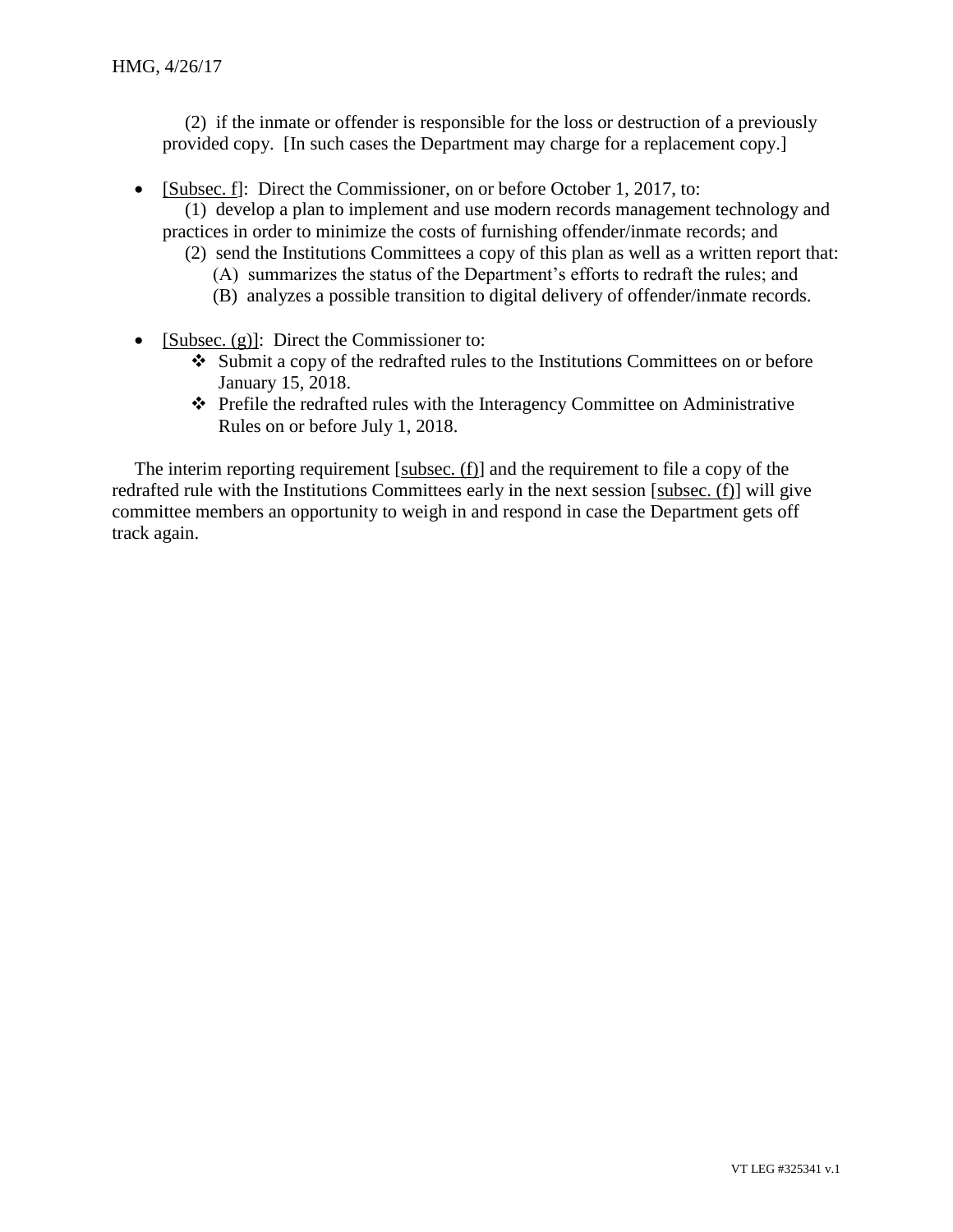(2) if the inmate or offender is responsible for the loss or destruction of a previously provided copy. [In such cases the Department may charge for a replacement copy.]

- [Subsec. f]: Direct the Commissioner, on or before October 1, 2017, to:

  (1) develop a plan to implement and use modern records management technology and practices in order to minimize the costs of furnishing offender/inmate records; and

  (2) send the Institutions Committees a copy of this plan as well as a written report that:

  (A) summarizes the status of the Department's efforts to redraft the rules; and

  (B) analyzes a possible transition to digital delivery of offender/inmate records.

- [Subsec. (g)]: Direct the Commissioner to:
  - Submit a copy of the redrafted rules to the Institutions Committees on or before January 15, 2018.
  - Prefile the redrafted rules with the Interagency Committee on Administrative Rules on or before July 1, 2018.

The interim reporting requirement [subsec. (f)] and the requirement to file a copy of the redrafted rule with the Institutions Committees early in the next session [subsec. (f)] will give committee members an opportunity to weigh in and respond in case the Department gets off track again.